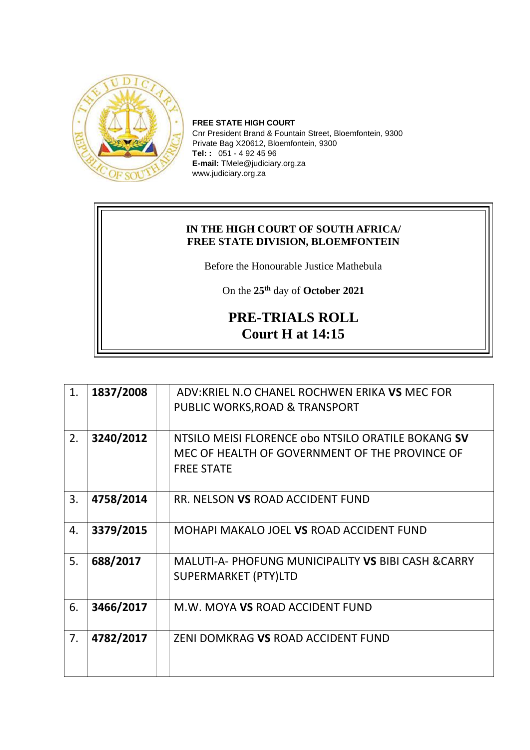**FREE STATE HIGH COURT**
Cnr President Brand & Fountain Street, Bloemfontein, 9300
Private Bag X20612, Bloemfontein, 9300
**Tel: :** 051 - 4 92 45 96
**E-mail:** TMele@judiciary.org.za
www.judiciary.org.za

**IN THE HIGH COURT OF SOUTH AFRICA/**
**FREE STATE DIVISION, BLOEMFONTEIN**

Before the Honourable Justice Mathebula

On the **25th** day of **October 2021**

## PRE-TRIALS ROLL
## Court H at 14:15

| | | | |
|---|---|---|---|
| 1. | **1837/2008** | | ADV:KRIEL N.O CHANEL ROCHWEN ERIKA **VS** MEC FOR PUBLIC WORKS,ROAD & TRANSPORT |
| 2. | **3240/2012** | | NTSILO MEISI FLORENCE obo NTSILO ORATILE BOKANG **SV** MEC OF HEALTH OF GOVERNMENT OF THE PROVINCE OF FREE STATE |
| 3. | **4758/2014** | | RR. NELSON **VS** ROAD ACCIDENT FUND |
| 4. | **3379/2015** | | MOHAPI MAKALO JOEL **VS** ROAD ACCIDENT FUND |
| 5. | **688/2017** | | MALUTI-A- PHOFUNG MUNICIPALITY **VS** BIBI CASH &CARRY SUPERMARKET (PTY)LTD |
| 6. | **3466/2017** | | M.W. MOYA **VS** ROAD ACCIDENT FUND |
| 7. | **4782/2017** | | ZENI DOMKRAG **VS** ROAD ACCIDENT FUND |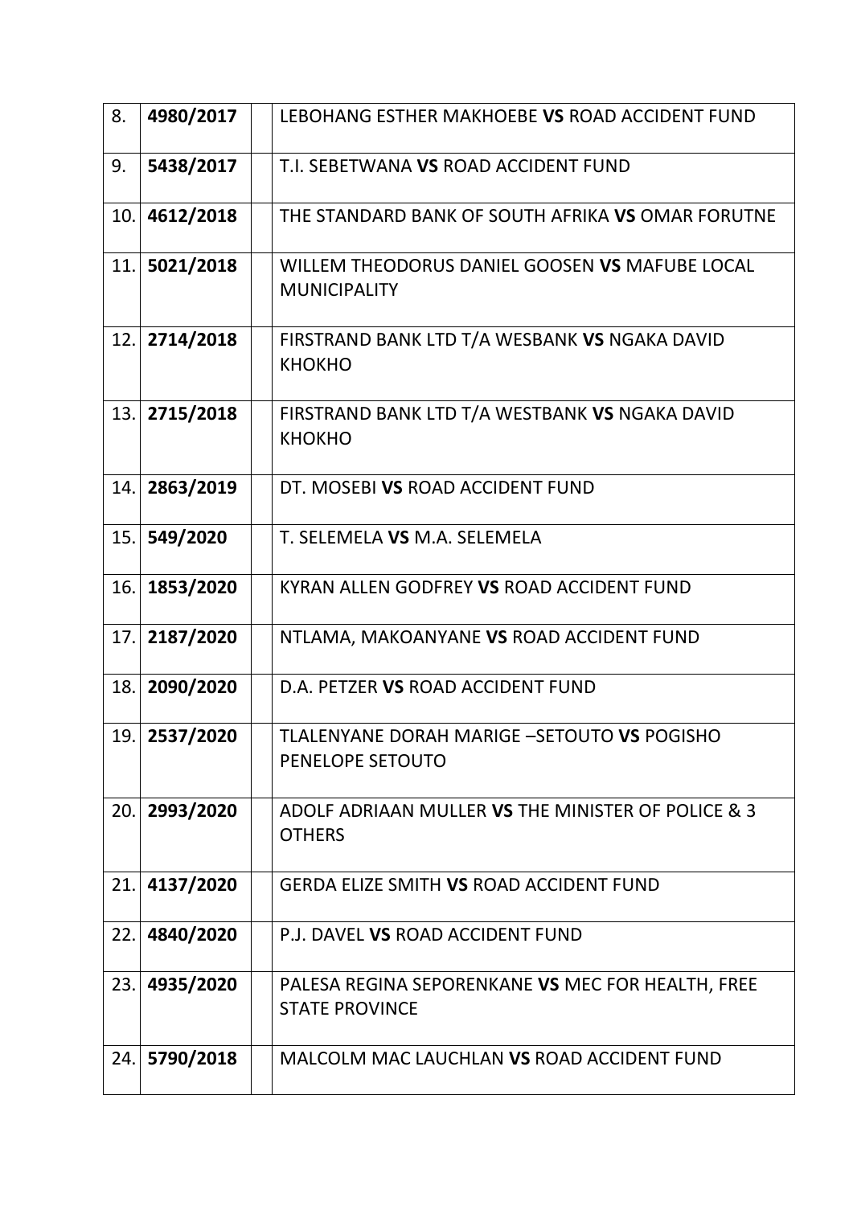| | | | |
|---|---|---|---|
| 8. | **4980/2017** | | LEBOHANG ESTHER MAKHOEBE **VS** ROAD ACCIDENT FUND |
| 9. | **5438/2017** | | T.I. SEBETWANA **VS** ROAD ACCIDENT FUND |
| 10. | **4612/2018** | | THE STANDARD BANK OF SOUTH AFRIKA **VS** OMAR FORUTNE |
| 11. | **5021/2018** | | WILLEM THEODORUS DANIEL GOOSEN **VS** MAFUBE LOCAL MUNICIPALITY |
| 12. | **2714/2018** | | FIRSTRAND BANK LTD T/A WESBANK **VS** NGAKA DAVID KHOKHO |
| 13. | **2715/2018** | | FIRSTRAND BANK LTD T/A WESTBANK **VS** NGAKA DAVID KHOKHO |
| 14. | **2863/2019** | | DT. MOSEBI **VS** ROAD ACCIDENT FUND |
| 15. | **549/2020** | | T. SELEMELA **VS** M.A. SELEMELA |
| 16. | **1853/2020** | | KYRAN ALLEN GODFREY **VS** ROAD ACCIDENT FUND |
| 17. | **2187/2020** | | NTLAMA, MAKOANYANE **VS** ROAD ACCIDENT FUND |
| 18. | **2090/2020** | | D.A. PETZER **VS** ROAD ACCIDENT FUND |
| 19. | **2537/2020** | | TLALENYANE DORAH MARIGE –SETOUTO **VS** POGISHO PENELOPE SETOUTO |
| 20. | **2993/2020** | | ADOLF ADRIAAN MULLER **VS** THE MINISTER OF POLICE & 3 OTHERS |
| 21. | **4137/2020** | | GERDA ELIZE SMITH **VS** ROAD ACCIDENT FUND |
| 22. | **4840/2020** | | P.J. DAVEL **VS** ROAD ACCIDENT FUND |
| 23. | **4935/2020** | | PALESA REGINA SEPORENKANE **VS** MEC FOR HEALTH, FREE STATE PROVINCE |
| 24. | **5790/2018** | | MALCOLM MAC LAUCHLAN **VS** ROAD ACCIDENT FUND |